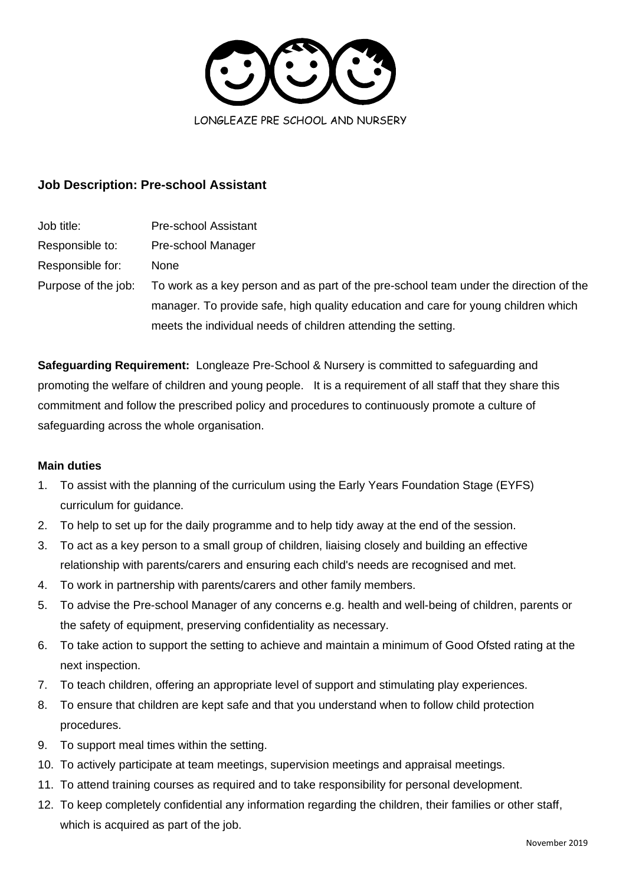LONGLEAZE PRE SCHOOL AND NURSERY

## Job Description: Pre-school Assistant

| | |
|---|---|
| Job title: | Pre-school Assistant |
| Responsible to: | Pre-school Manager |
| Responsible for: | None |
| Purpose of the job: | To work as a key person and as part of the pre-school team under the direction of the manager. To provide safe, high quality education and care for young children which meets the individual needs of children attending the setting. |

**Safeguarding Requirement:** Longleaze Pre-School & Nursery is committed to safeguarding and promoting the welfare of children and young people. It is a requirement of all staff that they share this commitment and follow the prescribed policy and procedures to continuously promote a culture of safeguarding across the whole organisation.

**Main duties**

1. To assist with the planning of the curriculum using the Early Years Foundation Stage (EYFS) curriculum for guidance.
2. To help to set up for the daily programme and to help tidy away at the end of the session.
3. To act as a key person to a small group of children, liaising closely and building an effective relationship with parents/carers and ensuring each child's needs are recognised and met.
4. To work in partnership with parents/carers and other family members.
5. To advise the Pre-school Manager of any concerns e.g. health and well-being of children, parents or the safety of equipment, preserving confidentiality as necessary.
6. To take action to support the setting to achieve and maintain a minimum of Good Ofsted rating at the next inspection.
7. To teach children, offering an appropriate level of support and stimulating play experiences.
8. To ensure that children are kept safe and that you understand when to follow child protection procedures.
9. To support meal times within the setting.
10. To actively participate at team meetings, supervision meetings and appraisal meetings.
11. To attend training courses as required and to take responsibility for personal development.
12. To keep completely confidential any information regarding the children, their families or other staff, which is acquired as part of the job.

November 2019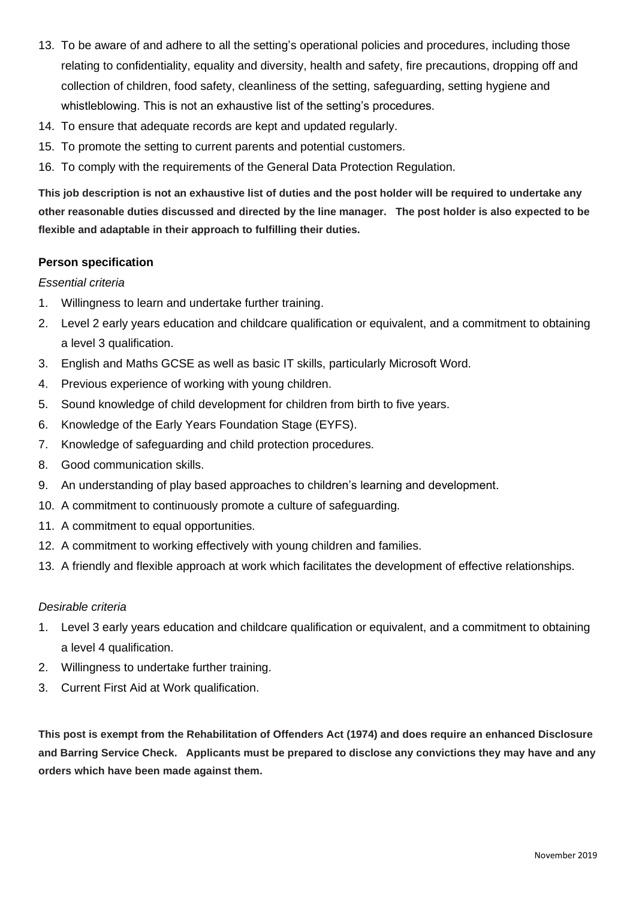13. To be aware of and adhere to all the setting's operational policies and procedures, including those relating to confidentiality, equality and diversity, health and safety, fire precautions, dropping off and collection of children, food safety, cleanliness of the setting, safeguarding, setting hygiene and whistleblowing. This is not an exhaustive list of the setting's procedures.
14. To ensure that adequate records are kept and updated regularly.
15. To promote the setting to current parents and potential customers.
16. To comply with the requirements of the General Data Protection Regulation.

**This job description is not an exhaustive list of duties and the post holder will be required to undertake any other reasonable duties discussed and directed by the line manager. The post holder is also expected to be flexible and adaptable in their approach to fulfilling their duties.**

**Person specification**

*Essential criteria*

1. Willingness to learn and undertake further training.
2. Level 2 early years education and childcare qualification or equivalent, and a commitment to obtaining a level 3 qualification.
3. English and Maths GCSE as well as basic IT skills, particularly Microsoft Word.
4. Previous experience of working with young children.
5. Sound knowledge of child development for children from birth to five years.
6. Knowledge of the Early Years Foundation Stage (EYFS).
7. Knowledge of safeguarding and child protection procedures.
8. Good communication skills.
9. An understanding of play based approaches to children's learning and development.
10. A commitment to continuously promote a culture of safeguarding.
11. A commitment to equal opportunities.
12. A commitment to working effectively with young children and families.
13. A friendly and flexible approach at work which facilitates the development of effective relationships.

*Desirable criteria*

1. Level 3 early years education and childcare qualification or equivalent, and a commitment to obtaining a level 4 qualification.
2. Willingness to undertake further training.
3. Current First Aid at Work qualification.

**This post is exempt from the Rehabilitation of Offenders Act (1974) and does require an enhanced Disclosure and Barring Service Check. Applicants must be prepared to disclose any convictions they may have and any orders which have been made against them.**

November 2019